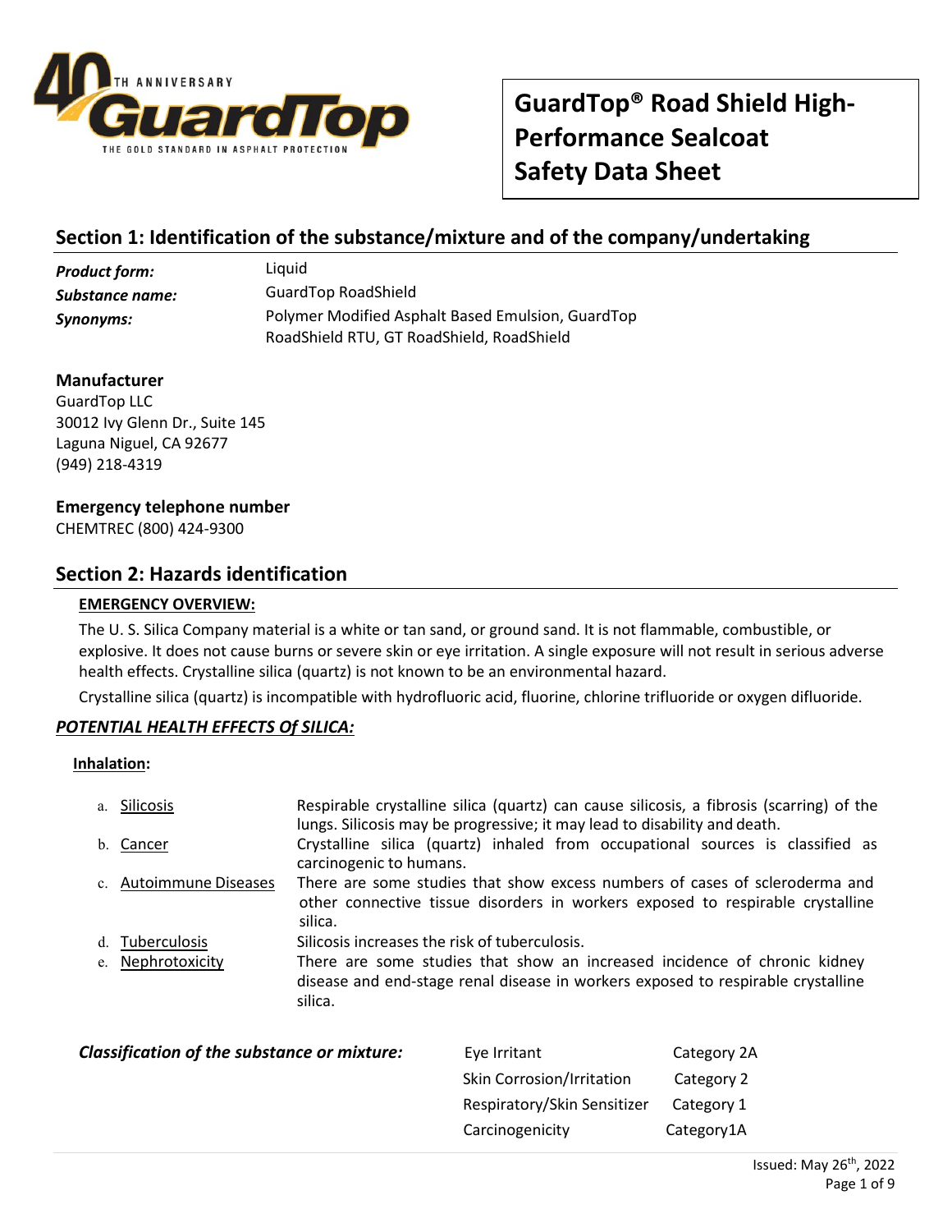# GuardTop® Road Shield High-Performance Sealcoat Safety Data Sheet

## Section 1: Identification of the substance/mixture and of the company/undertaking

|   |   |
|---|---|
| ***Product form:*** | Liquid |
| ***Substance name:*** | GuardTop RoadShield |
| ***Synonyms:*** | Polymer Modified Asphalt Based Emulsion, GuardTop RoadShield RTU, GT RoadShield, RoadShield |

### Manufacturer

GuardTop LLC
30012 Ivy Glenn Dr., Suite 145
Laguna Niguel, CA 92677
(949) 218-4319

### Emergency telephone number

CHEMTREC (800) 424-9300

## Section 2: Hazards identification

**EMERGENCY OVERVIEW:**

The U. S. Silica Company material is a white or tan sand, or ground sand. It is not flammable, combustible, or explosive. It does not cause burns or severe skin or eye irritation. A single exposure will not result in serious adverse health effects. Crystalline silica (quartz) is not known to be an environmental hazard.

Crystalline silica (quartz) is incompatible with hydrofluoric acid, fluorine, chlorine trifluoride or oxygen difluoride.

***POTENTIAL HEALTH EFFECTS Of SILICA:***

**Inhalation:**

a. Silicosis — Respirable crystalline silica (quartz) can cause silicosis, a fibrosis (scarring) of the lungs. Silicosis may be progressive; it may lead to disability and death.

b. Cancer — Crystalline silica (quartz) inhaled from occupational sources is classified as carcinogenic to humans.

c. Autoimmune Diseases — There are some studies that show excess numbers of cases of scleroderma and other connective tissue disorders in workers exposed to respirable crystalline silica.

d. Tuberculosis — Silicosis increases the risk of tuberculosis.

e. Nephrotoxicity — There are some studies that show an increased incidence of chronic kidney disease and end-stage renal disease in workers exposed to respirable crystalline silica.

***Classification of the substance or mixture:***

|   |   |
|---|---|
| Eye Irritant | Category 2A |
| Skin Corrosion/Irritation | Category 2 |
| Respiratory/Skin Sensitizer | Category 1 |
| Carcinogenicity | Category1A |

Issued: May 26th, 2022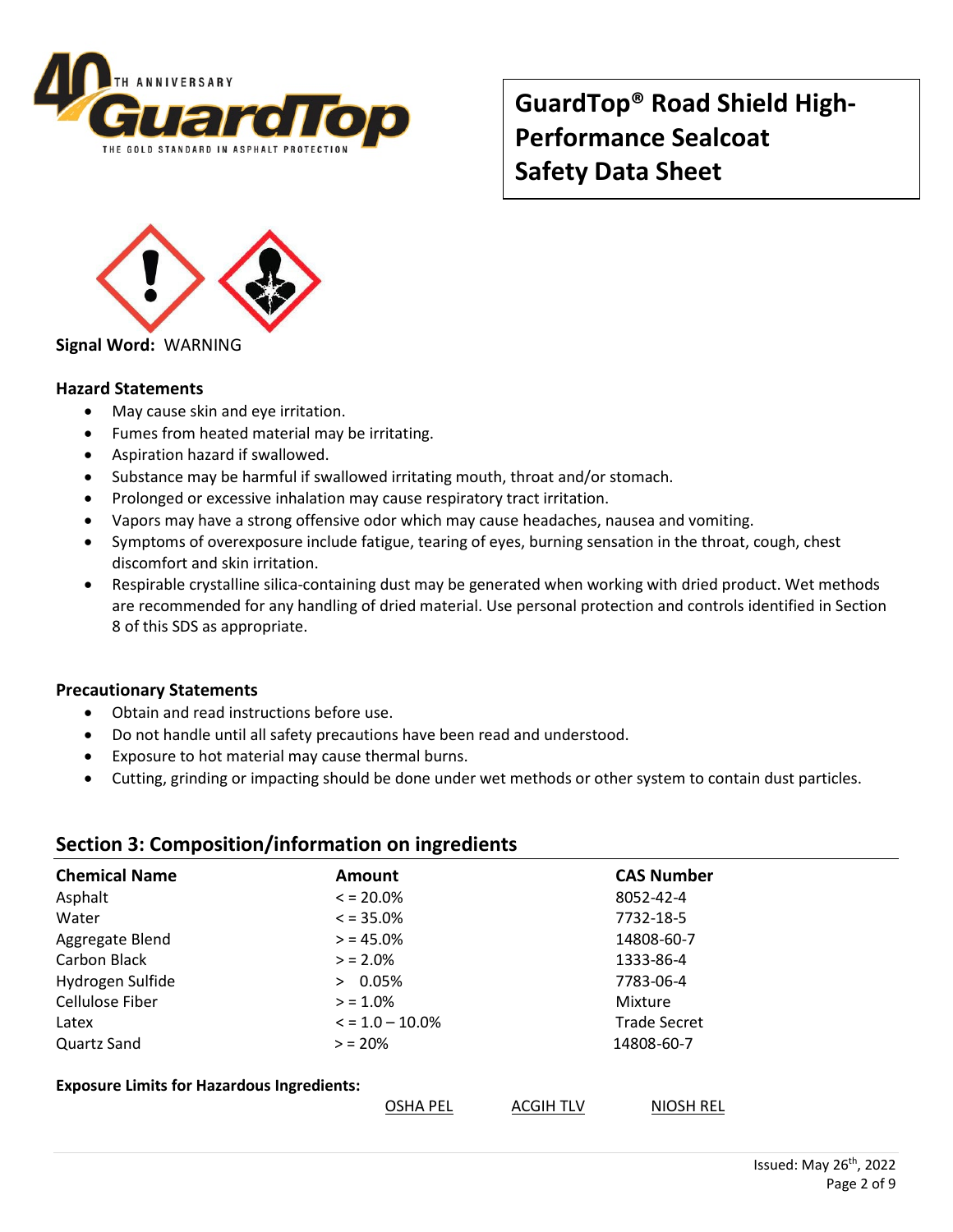# GuardTop® Road Shield High-Performance Sealcoat Safety Data Sheet

**Signal Word:** WARNING

### Hazard Statements

- May cause skin and eye irritation.
- Fumes from heated material may be irritating.
- Aspiration hazard if swallowed.
- Substance may be harmful if swallowed irritating mouth, throat and/or stomach.
- Prolonged or excessive inhalation may cause respiratory tract irritation.
- Vapors may have a strong offensive odor which may cause headaches, nausea and vomiting.
- Symptoms of overexposure include fatigue, tearing of eyes, burning sensation in the throat, cough, chest discomfort and skin irritation.
- Respirable crystalline silica-containing dust may be generated when working with dried product. Wet methods are recommended for any handling of dried material. Use personal protection and controls identified in Section 8 of this SDS as appropriate.

### Precautionary Statements

- Obtain and read instructions before use.
- Do not handle until all safety precautions have been read and understood.
- Exposure to hot material may cause thermal burns.
- Cutting, grinding or impacting should be done under wet methods or other system to contain dust particles.

## Section 3: Composition/information on ingredients

| Chemical Name | Amount | CAS Number |
|---|---|---|
| Asphalt | < = 20.0% | 8052-42-4 |
| Water | < = 35.0% | 7732-18-5 |
| Aggregate Blend | > = 45.0% | 14808-60-7 |
| Carbon Black | > = 2.0% | 1333-86-4 |
| Hydrogen Sulfide | > 0.05% | 7783-06-4 |
| Cellulose Fiber | > = 1.0% | Mixture |
| Latex | < = 1.0 – 10.0% | Trade Secret |
| Quartz Sand | > = 20% | 14808-60-7 |

**Exposure Limits for Hazardous Ingredients:**

| | OSHA PEL | ACGIH TLV | NIOSH REL |
|---|---|---|---|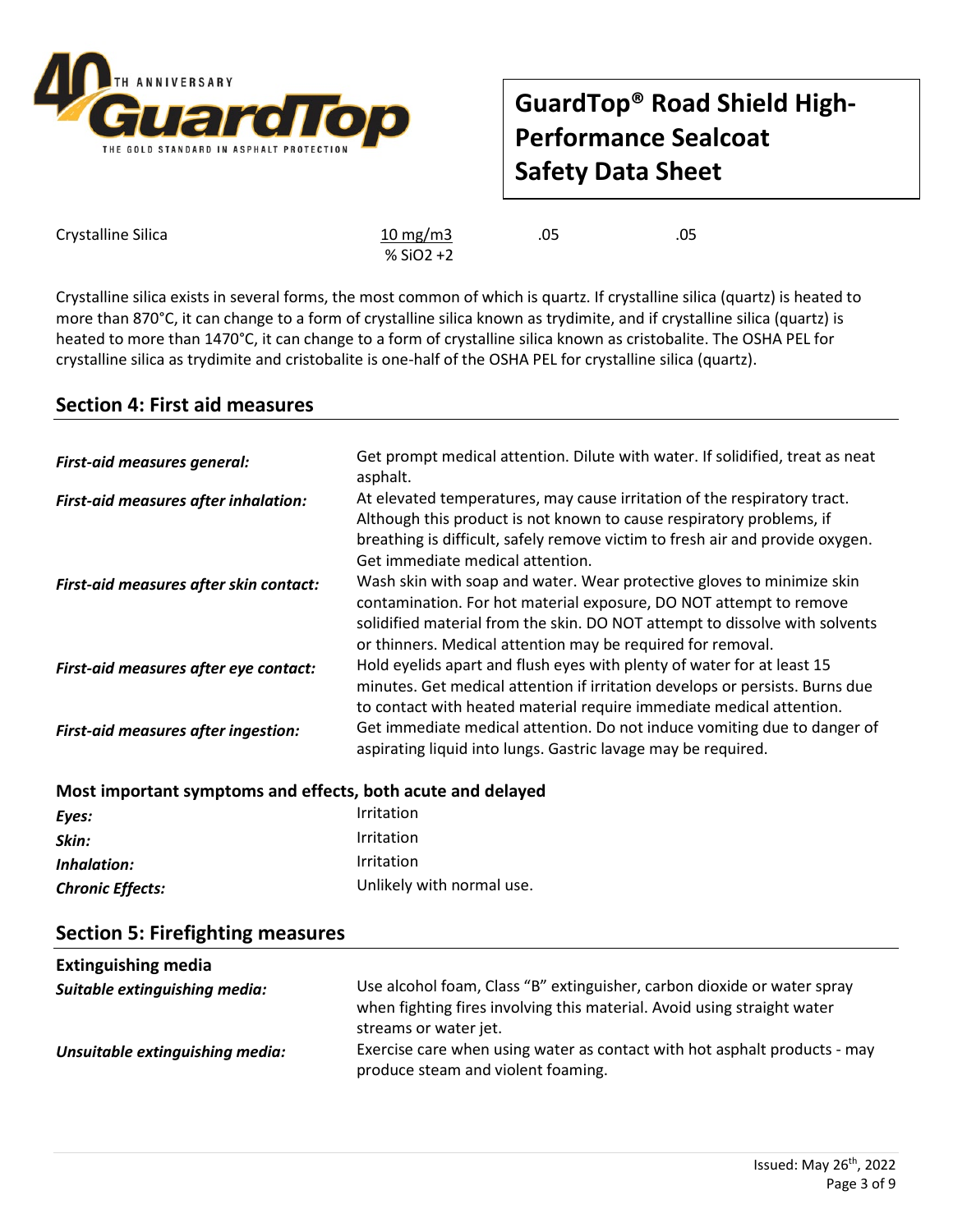| Crystalline Silica | 10 mg/m3<br>% $SiO_2$ +2 | .05 | .05 |
|---|---|---|---|

Crystalline silica exists in several forms, the most common of which is quartz. If crystalline silica (quartz) is heated to more than 870°C, it can change to a form of crystalline silica known as trydimite, and if crystalline silica (quartz) is heated to more than 1470°C, it can change to a form of crystalline silica known as cristobalite. The OSHA PEL for crystalline silica as trydimite and cristobalite is one-half of the OSHA PEL for crystalline silica (quartz).

## Section 4: First aid measures

| | |
|---|---|
| ***First-aid measures general:*** | Get prompt medical attention. Dilute with water. If solidified, treat as neat asphalt. |
| ***First-aid measures after inhalation:*** | At elevated temperatures, may cause irritation of the respiratory tract. Although this product is not known to cause respiratory problems, if breathing is difficult, safely remove victim to fresh air and provide oxygen. Get immediate medical attention. |
| ***First-aid measures after skin contact:*** | Wash skin with soap and water. Wear protective gloves to minimize skin contamination. For hot material exposure, DO NOT attempt to remove solidified material from the skin. DO NOT attempt to dissolve with solvents or thinners. Medical attention may be required for removal. |
| ***First-aid measures after eye contact:*** | Hold eyelids apart and flush eyes with plenty of water for at least 15 minutes. Get medical attention if irritation develops or persists. Burns due to contact with heated material require immediate medical attention. |
| ***First-aid measures after ingestion:*** | Get immediate medical attention. Do not induce vomiting due to danger of aspirating liquid into lungs. Gastric lavage may be required. |

### Most important symptoms and effects, both acute and delayed

| | |
|---|---|
| ***Eyes:*** | Irritation |
| ***Skin:*** | Irritation |
| ***Inhalation:*** | Irritation |
| ***Chronic Effects:*** | Unlikely with normal use. |

## Section 5: Firefighting measures

### Extinguishing media

| | |
|---|---|
| ***Suitable extinguishing media:*** | Use alcohol foam, Class "B" extinguisher, carbon dioxide or water spray when fighting fires involving this material. Avoid using straight water streams or water jet. |
| ***Unsuitable extinguishing media:*** | Exercise care when using water as contact with hot asphalt products - may produce steam and violent foaming. |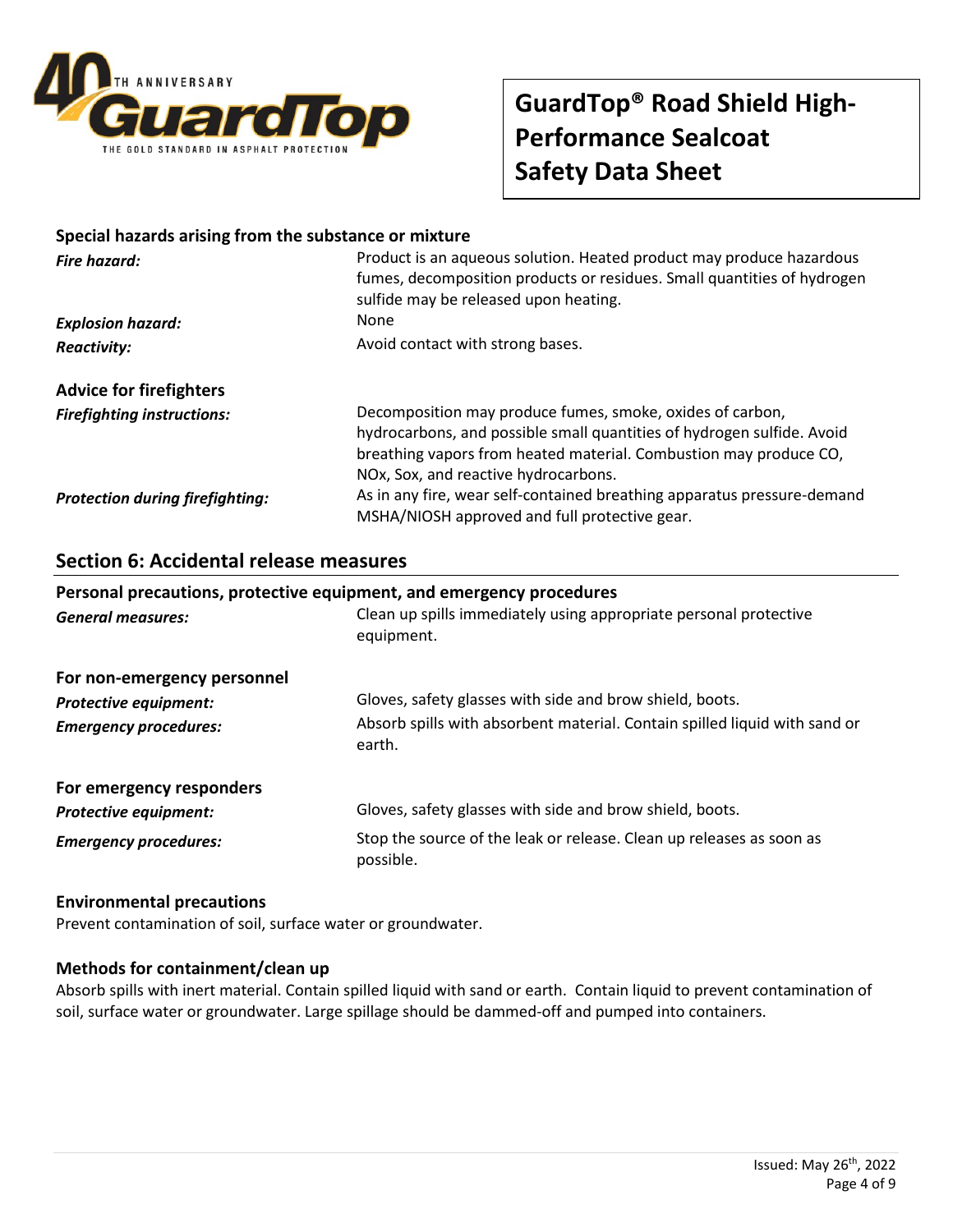### Special hazards arising from the substance or mixture

***Fire hazard:*** Product is an aqueous solution. Heated product may produce hazardous fumes, decomposition products or residues. Small quantities of hydrogen sulfide may be released upon heating.

***Explosion hazard:*** None

***Reactivity:*** Avoid contact with strong bases.

### Advice for firefighters

***Firefighting instructions:*** Decomposition may produce fumes, smoke, oxides of carbon, hydrocarbons, and possible small quantities of hydrogen sulfide. Avoid breathing vapors from heated material. Combustion may produce CO, NOx, Sox, and reactive hydrocarbons.

***Protection during firefighting:*** As in any fire, wear self-contained breathing apparatus pressure-demand MSHA/NIOSH approved and full protective gear.

## Section 6: Accidental release measures

### Personal precautions, protective equipment, and emergency procedures

***General measures:*** Clean up spills immediately using appropriate personal protective equipment.

### For non-emergency personnel

***Protective equipment:*** Gloves, safety glasses with side and brow shield, boots.

***Emergency procedures:*** Absorb spills with absorbent material. Contain spilled liquid with sand or earth.

### For emergency responders

***Protective equipment:*** Gloves, safety glasses with side and brow shield, boots.

***Emergency procedures:*** Stop the source of the leak or release. Clean up releases as soon as possible.

### Environmental precautions

Prevent contamination of soil, surface water or groundwater.

### Methods for containment/clean up

Absorb spills with inert material. Contain spilled liquid with sand or earth. Contain liquid to prevent contamination of soil, surface water or groundwater. Large spillage should be dammed-off and pumped into containers.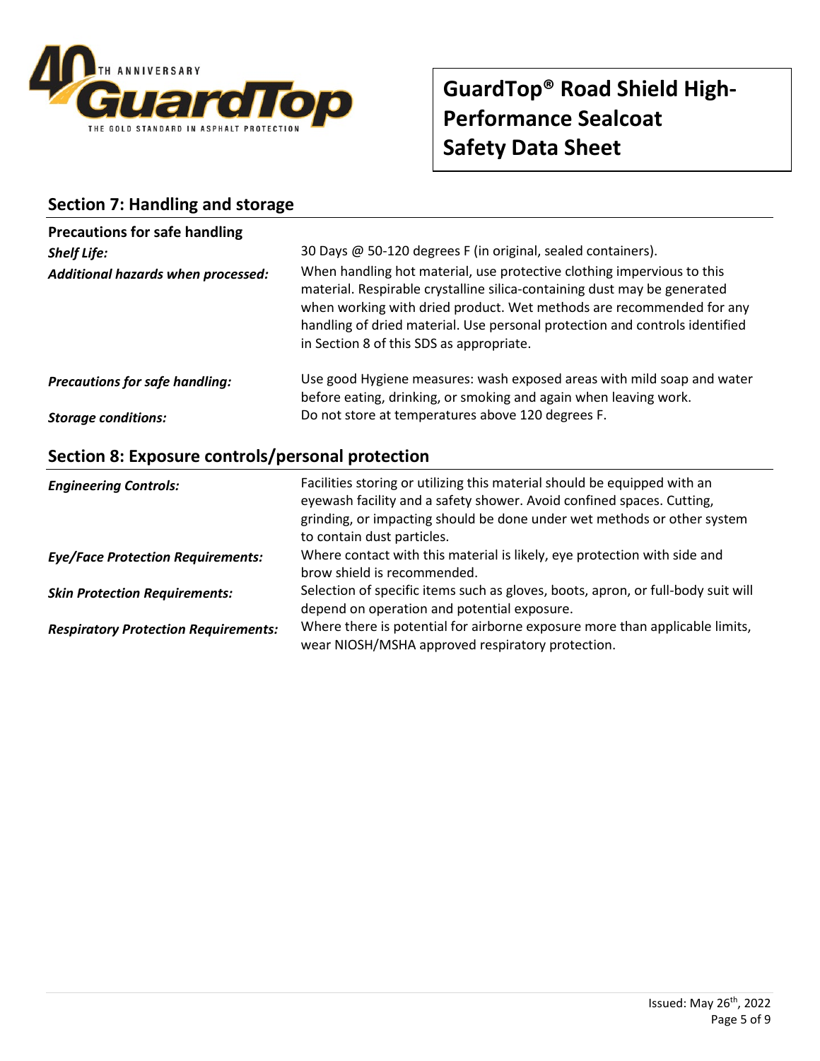## Section 7: Handling and storage

**Precautions for safe handling**

| | |
|---|---|
| ***Shelf Life:*** | 30 Days @ 50-120 degrees F (in original, sealed containers). |
| ***Additional hazards when processed:*** | When handling hot material, use protective clothing impervious to this material. Respirable crystalline silica-containing dust may be generated when working with dried product. Wet methods are recommended for any handling of dried material. Use personal protection and controls identified in Section 8 of this SDS as appropriate. |
| ***Precautions for safe handling:*** | Use good Hygiene measures: wash exposed areas with mild soap and water before eating, drinking, or smoking and again when leaving work. |
| ***Storage conditions:*** | Do not store at temperatures above 120 degrees F. |

## Section 8: Exposure controls/personal protection

| | |
|---|---|
| ***Engineering Controls:*** | Facilities storing or utilizing this material should be equipped with an eyewash facility and a safety shower. Avoid confined spaces. Cutting, grinding, or impacting should be done under wet methods or other system to contain dust particles. |
| ***Eye/Face Protection Requirements:*** | Where contact with this material is likely, eye protection with side and brow shield is recommended. |
| ***Skin Protection Requirements:*** | Selection of specific items such as gloves, boots, apron, or full-body suit will depend on operation and potential exposure. |
| ***Respiratory Protection Requirements:*** | Where there is potential for airborne exposure more than applicable limits, wear NIOSH/MSHA approved respiratory protection. |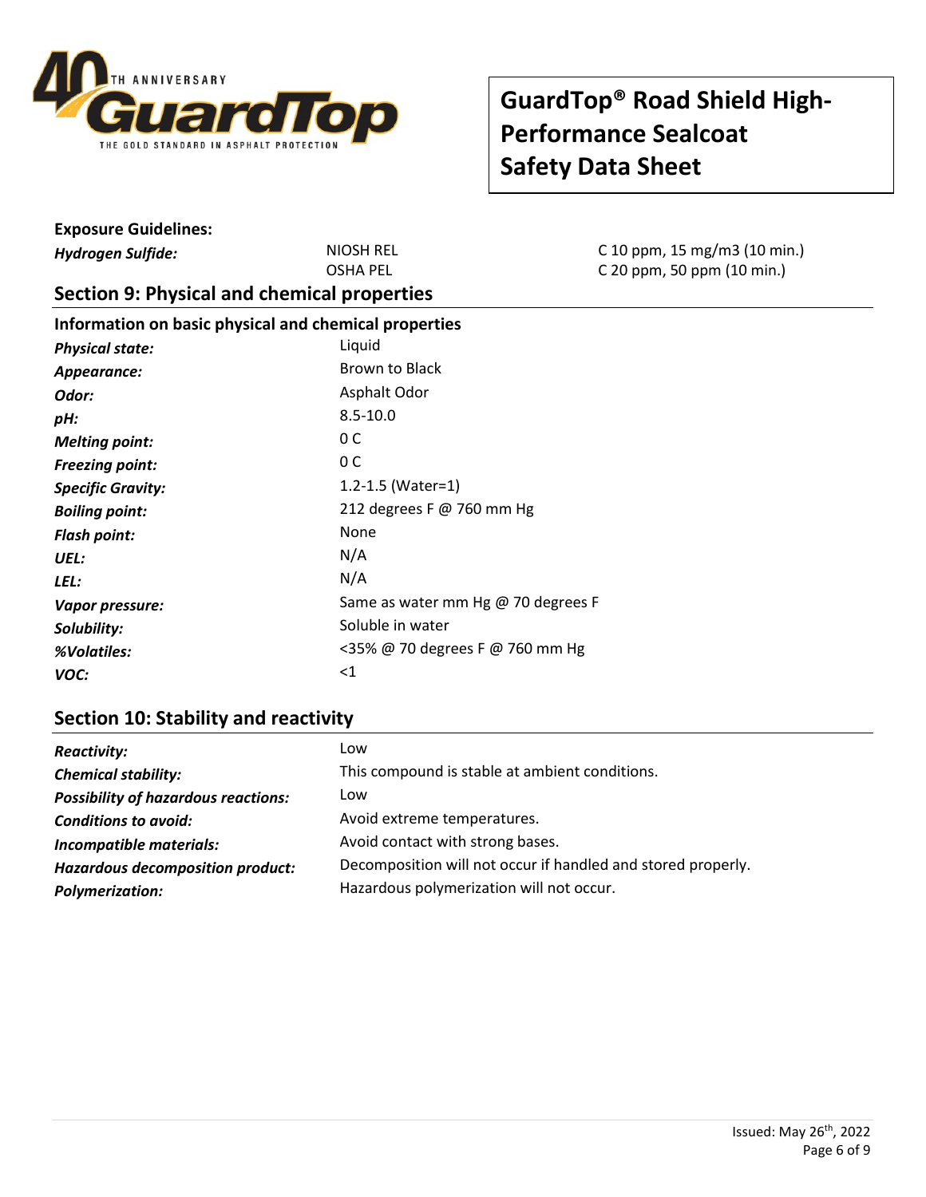**Exposure Guidelines:**

| | | |
|---|---|---|
| ***Hydrogen Sulfide:*** | NIOSH REL | C 10 ppm, 15 mg/m3 (10 min.) |
| | OSHA PEL | C 20 ppm, 50 ppm (10 min.) |

## Section 9: Physical and chemical properties

**Information on basic physical and chemical properties**

| | |
|---|---|
| ***Physical state:*** | Liquid |
| ***Appearance:*** | Brown to Black |
| ***Odor:*** | Asphalt Odor |
| ***pH:*** | 8.5-10.0 |
| ***Melting point:*** | 0 C |
| ***Freezing point:*** | 0 C |
| ***Specific Gravity:*** | 1.2-1.5 (Water=1) |
| ***Boiling point:*** | 212 degrees F @ 760 mm Hg |
| ***Flash point:*** | None |
| ***UEL:*** | N/A |
| ***LEL:*** | N/A |
| ***Vapor pressure:*** | Same as water mm Hg @ 70 degrees F |
| ***Solubility:*** | Soluble in water |
| ***%Volatiles:*** | <35% @ 70 degrees F @ 760 mm Hg |
| ***VOC:*** | <1 |

## Section 10: Stability and reactivity

| | |
|---|---|
| ***Reactivity:*** | Low |
| ***Chemical stability:*** | This compound is stable at ambient conditions. |
| ***Possibility of hazardous reactions:*** | Low |
| ***Conditions to avoid:*** | Avoid extreme temperatures. |
| ***Incompatible materials:*** | Avoid contact with strong bases. |
| ***Hazardous decomposition product:*** | Decomposition will not occur if handled and stored properly. |
| ***Polymerization:*** | Hazardous polymerization will not occur. |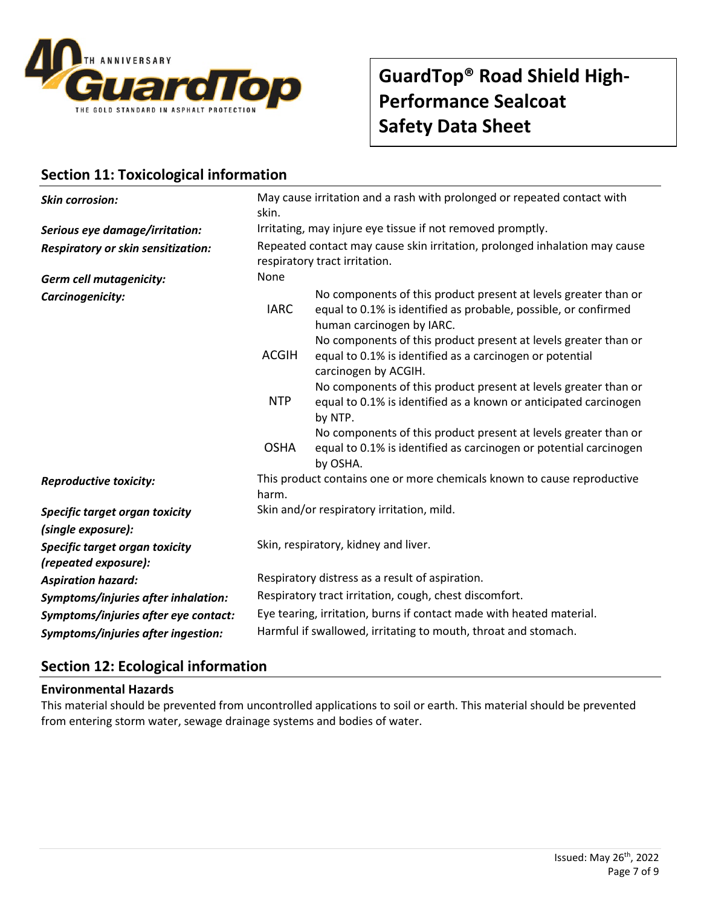## Section 11: Toxicological information

| | | |
|---|---|---|
| ***Skin corrosion:*** | May cause irritation and a rash with prolonged or repeated contact with skin. | |
| ***Serious eye damage/irritation:*** | Irritating, may injure eye tissue if not removed promptly. | |
| ***Respiratory or skin sensitization:*** | Repeated contact may cause skin irritation, prolonged inhalation may cause respiratory tract irritation. | |
| ***Germ cell mutagenicity:*** | None | |
| ***Carcinogenicity:*** | IARC | No components of this product present at levels greater than or equal to 0.1% is identified as probable, possible, or confirmed human carcinogen by IARC. |
| | ACGIH | No components of this product present at levels greater than or equal to 0.1% is identified as a carcinogen or potential carcinogen by ACGIH. |
| | NTP | No components of this product present at levels greater than or equal to 0.1% is identified as a known or anticipated carcinogen by NTP. |
| | OSHA | No components of this product present at levels greater than or equal to 0.1% is identified as carcinogen or potential carcinogen by OSHA. |
| ***Reproductive toxicity:*** | This product contains one or more chemicals known to cause reproductive harm. | |
| ***Specific target organ toxicity (single exposure):*** | Skin and/or respiratory irritation, mild. | |
| ***Specific target organ toxicity (repeated exposure):*** | Skin, respiratory, kidney and liver. | |
| ***Aspiration hazard:*** | Respiratory distress as a result of aspiration. | |
| ***Symptoms/injuries after inhalation:*** | Respiratory tract irritation, cough, chest discomfort. | |
| ***Symptoms/injuries after eye contact:*** | Eye tearing, irritation, burns if contact made with heated material. | |
| ***Symptoms/injuries after ingestion:*** | Harmful if swallowed, irritating to mouth, throat and stomach. | |

## Section 12: Ecological information

**Environmental Hazards**

This material should be prevented from uncontrolled applications to soil or earth. This material should be prevented from entering storm water, sewage drainage systems and bodies of water.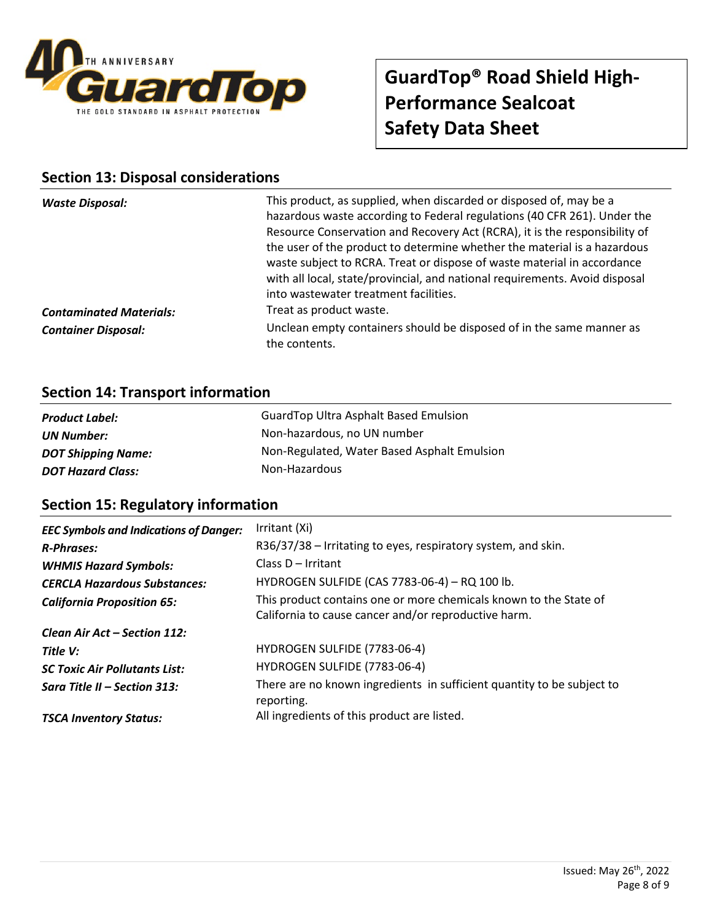## Section 13: Disposal considerations

| | |
|---|---|
| ***Waste Disposal:*** | This product, as supplied, when discarded or disposed of, may be a hazardous waste according to Federal regulations (40 CFR 261). Under the Resource Conservation and Recovery Act (RCRA), it is the responsibility of the user of the product to determine whether the material is a hazardous waste subject to RCRA. Treat or dispose of waste material in accordance with all local, state/provincial, and national requirements. Avoid disposal into wastewater treatment facilities. |
| ***Contaminated Materials:*** | Treat as product waste. |
| ***Container Disposal:*** | Unclean empty containers should be disposed of in the same manner as the contents. |

## Section 14: Transport information

| | |
|---|---|
| ***Product Label:*** | GuardTop Ultra Asphalt Based Emulsion |
| ***UN Number:*** | Non-hazardous, no UN number |
| ***DOT Shipping Name:*** | Non-Regulated, Water Based Asphalt Emulsion |
| ***DOT Hazard Class:*** | Non-Hazardous |

## Section 15: Regulatory information

| | |
|---|---|
| ***EEC Symbols and Indications of Danger:*** | Irritant (Xi) |
| ***R-Phrases:*** | R36/37/38 – Irritating to eyes, respiratory system, and skin. |
| ***WHMIS Hazard Symbols:*** | Class D – Irritant |
| ***CERCLA Hazardous Substances:*** | HYDROGEN SULFIDE (CAS 7783-06-4) – RQ 100 lb. |
| ***California Proposition 65:*** | This product contains one or more chemicals known to the State of California to cause cancer and/or reproductive harm. |
| ***Clean Air Act – Section 112:*** | |
| ***Title V:*** | HYDROGEN SULFIDE (7783-06-4) |
| ***SC Toxic Air Pollutants List:*** | HYDROGEN SULFIDE (7783-06-4) |
| ***Sara Title II – Section 313:*** | There are no known ingredients in sufficient quantity to be subject to reporting. |
| ***TSCA Inventory Status:*** | All ingredients of this product are listed. |

Issued: May 26th, 2022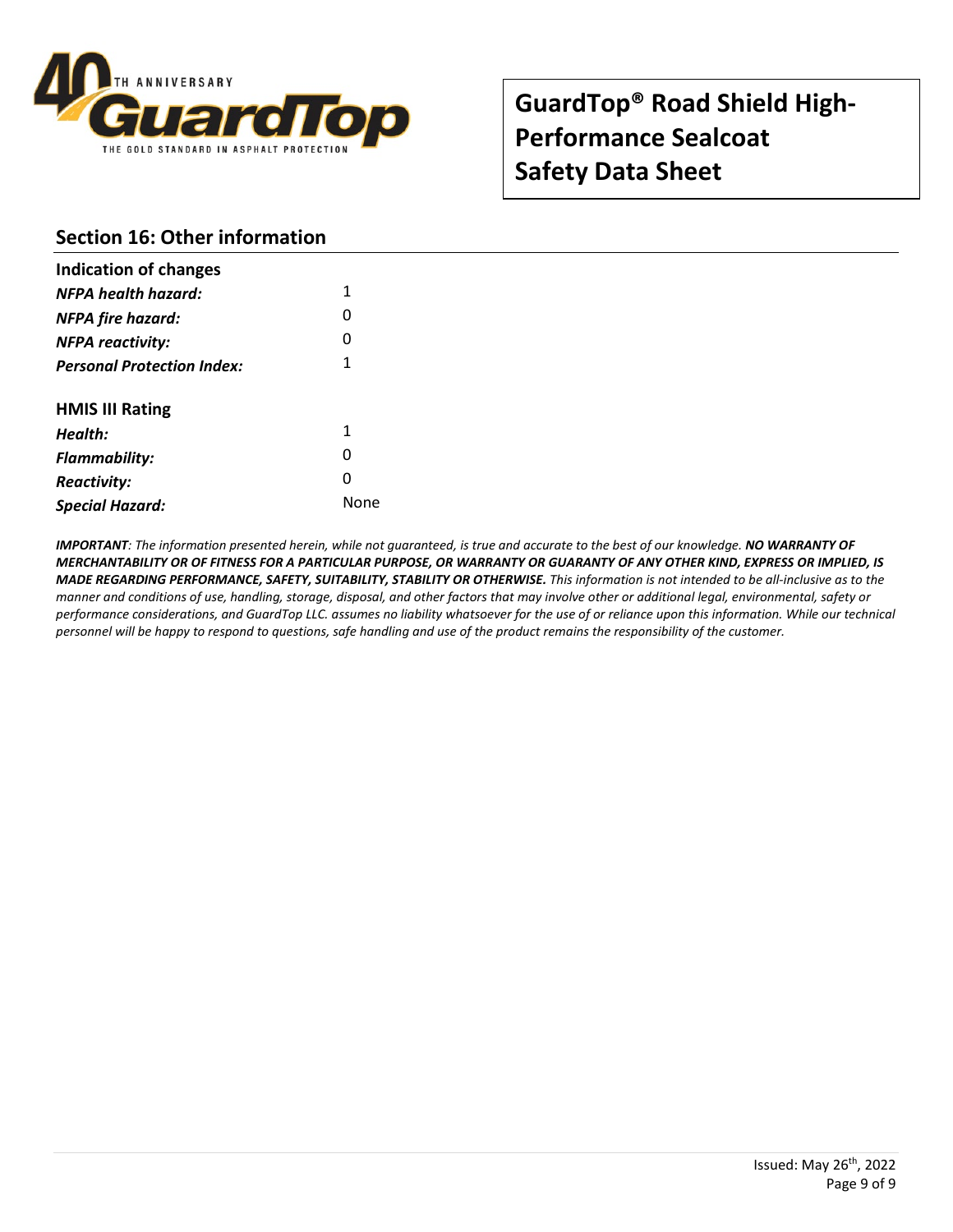## Section 16: Other information

**Indication of changes**

| | |
|---|---|
| ***NFPA health hazard:*** | 1 |
| ***NFPA fire hazard:*** | 0 |
| ***NFPA reactivity:*** | 0 |
| ***Personal Protection Index:*** | 1 |

**HMIS III Rating**

| | |
|---|---|
| ***Health:*** | 1 |
| ***Flammability:*** | 0 |
| ***Reactivity:*** | 0 |
| ***Special Hazard:*** | None |

***IMPORTANT**: The information presented herein, while not guaranteed, is true and accurate to the best of our knowledge. **NO WARRANTY OF MERCHANTABILITY OR OF FITNESS FOR A PARTICULAR PURPOSE, OR WARRANTY OR GUARANTY OF ANY OTHER KIND, EXPRESS OR IMPLIED, IS MADE REGARDING PERFORMANCE, SAFETY, SUITABILITY, STABILITY OR OTHERWISE.** This information is not intended to be all-inclusive as to the manner and conditions of use, handling, storage, disposal, and other factors that may involve other or additional legal, environmental, safety or performance considerations, and GuardTop LLC. assumes no liability whatsoever for the use of or reliance upon this information. While our technical personnel will be happy to respond to questions, safe handling and use of the product remains the responsibility of the customer.*